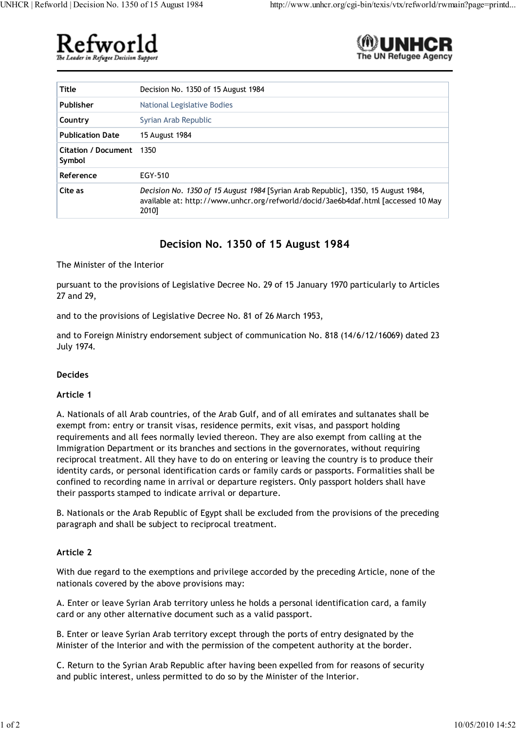Refworld
*The Leader in Refugee Decision Support*

UNHCR
The UN Refugee Agency

| Title | Decision No. 1350 of 15 August 1984 |
|---|---|
| Publisher | National Legislative Bodies |
| Country | Syrian Arab Republic |
| Publication Date | 15 August 1984 |
| Citation / Document Symbol | 1350 |
| Reference | EGY-510 |
| Cite as | *Decision No. 1350 of 15 August 1984* [Syrian Arab Republic], 1350, 15 August 1984, available at: http://www.unhcr.org/refworld/docid/3ae6b4daf.html [accessed 10 May 2010] |

# Decision No. 1350 of 15 August 1984

The Minister of the Interior

pursuant to the provisions of Legislative Decree No. 29 of 15 January 1970 particularly to Articles 27 and 29,

and to the provisions of Legislative Decree No. 81 of 26 March 1953,

and to Foreign Ministry endorsement subject of communication No. 818 (14/6/12/16069) dated 23 July 1974.

**Decides**

**Article 1**

A. Nationals of all Arab countries, of the Arab Gulf, and of all emirates and sultanates shall be exempt from: entry or transit visas, residence permits, exit visas, and passport holding requirements and all fees normally levied thereon. They are also exempt from calling at the Immigration Department or its branches and sections in the governorates, without requiring reciprocal treatment. All they have to do on entering or leaving the country is to produce their identity cards, or personal identification cards or family cards or passports. Formalities shall be confined to recording name in arrival or departure registers. Only passport holders shall have their passports stamped to indicate arrival or departure.

B. Nationals or the Arab Republic of Egypt shall be excluded from the provisions of the preceding paragraph and shall be subject to reciprocal treatment.

**Article 2**

With due regard to the exemptions and privilege accorded by the preceding Article, none of the nationals covered by the above provisions may:

A. Enter or leave Syrian Arab territory unless he holds a personal identification card, a family card or any other alternative document such as a valid passport.

B. Enter or leave Syrian Arab territory except through the ports of entry designated by the Minister of the Interior and with the permission of the competent authority at the border.

C. Return to the Syrian Arab Republic after having been expelled from for reasons of security and public interest, unless permitted to do so by the Minister of the Interior.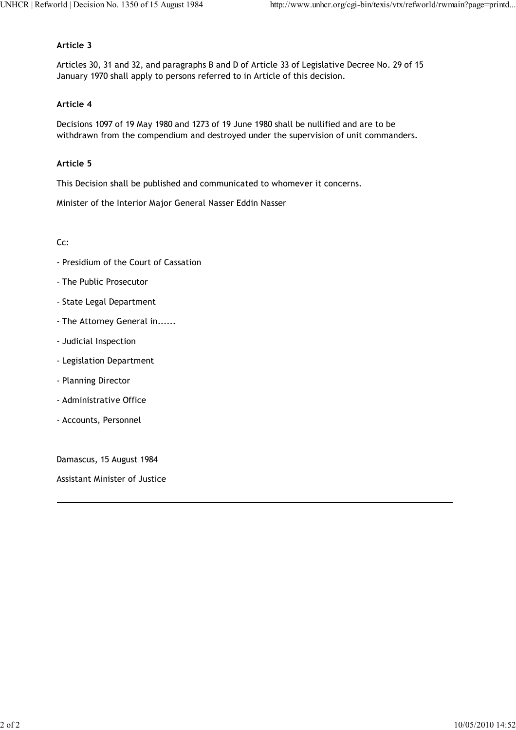### Article 3

Articles 30, 31 and 32, and paragraphs B and D of Article 33 of Legislative Decree No. 29 of 15 January 1970 shall apply to persons referred to in Article of this decision.

### Article 4

Decisions 1097 of 19 May 1980 and 1273 of 19 June 1980 shall be nullified and are to be withdrawn from the compendium and destroyed under the supervision of unit commanders.

### Article 5

This Decision shall be published and communicated to whomever it concerns.

Minister of the Interior Major General Nasser Eddin Nasser

Cc:

- Presidium of the Court of Cassation
- The Public Prosecutor
- State Legal Department
- The Attorney General in......
- Judicial Inspection
- Legislation Department
- Planning Director
- Administrative Office
- Accounts, Personnel

Damascus, 15 August 1984

Assistant Minister of Justice